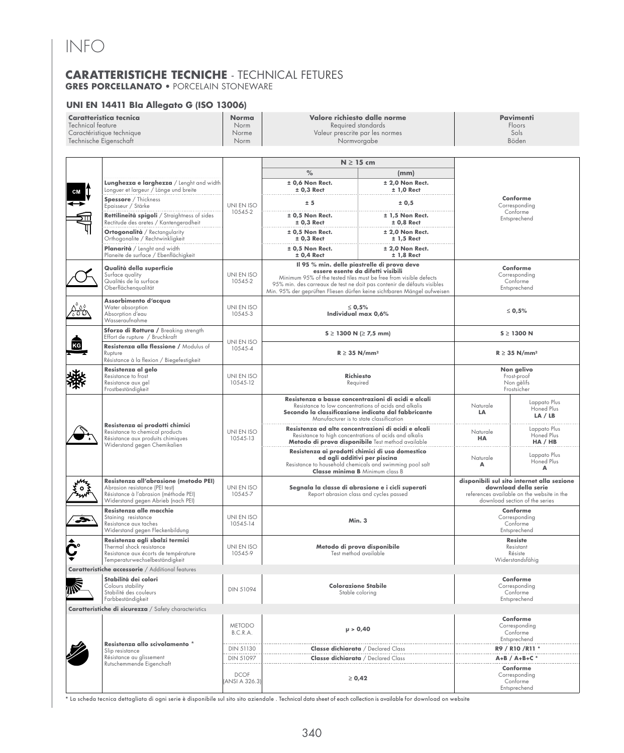# INFO

## CARATTERISTICHE TECNICHE - TECHNICAL FETURES

**GRES PORCELLANATO** • PORCELAIN STONEWARE

### UNI EN 14411 BIa Allegato G (ISO 13006)

| **Caratteristica tecnica** Technical feature Caractéristique technique Technische Eigenschaft | **Norma** Norm Norme Norm | **Valore richiesto dalle norme** Required standards Valeur prescrite par les normes Normvorgabe | | **Pavimenti** Floors Sols Böden | |
|---|---|---|---|---|---|
| | | **N ≥ 15 cm** | | | |
| | | **%** | **(mm)** | | |
| **Lunghezza e larghezza** / Lenght and width Longuer et largeur / Länge und breite | UNI EN ISO 10545-2 | **± 0,6 Non Rect. ± 0,3 Rect** | **± 2,0 Non Rect. ± 1,0 Rect** | **Conforme** Corresponding Conforme Entsprechend | |
| **Spessore** / Thickness Epaisseur / Stärke | UNI EN ISO 10545-2 | **± 5** | **± 0,5** | **Conforme** Corresponding Conforme Entsprechend | |
| **Rettilineità spigoli** / Straightness of sides Rectitude des aretes / Kantengeradheit | UNI EN ISO 10545-2 | **± 0,5 Non Rect. ± 0,3 Rect** | **± 1,5 Non Rect. ± 0,8 Rect** | **Conforme** Corresponding Conforme Entsprechend | |
| **Ortogonalità** / Rectangularity Orthogonalite / Rechtwinkligkeit | UNI EN ISO 10545-2 | **± 0,5 Non Rect. ± 0,3 Rect** | **± 2,0 Non Rect. ± 1,5 Rect** | **Conforme** Corresponding Conforme Entsprechend | |
| **Planarità** / Lenght and width Planeite de surface / Ebenflächigkeit | UNI EN ISO 10545-2 | **± 0,5 Non Rect. ± 0,4 Rect** | **± 2,0 Non Rect. ± 1,8 Rect** | **Conforme** Corresponding Conforme Entsprechend | |
| **Qualità della superficie** Surface quality Qualités de la surface Oberflächenqualität | UNI EN ISO 10545-2 | **Il 95 % min. delle piastrelle di prova deve essere esente da difetti visibili** Minimum 95% of the tested tiles must be free from visible defects 95% min. des carreaux de test ne doit pas contenir de défauts visibles Min. 95% der geprüften Fliesen dürfen keine sichtbaren Mängel aufweisen | | **Conforme** Corresponding Conforme Entsprechend | |
| **Assorbimento d'acqua** Water absorption Absorption d'eau Wasseraufnahme | UNI EN ISO 10545-3 | **≤ 0,5% Individual max 0,6%** | | **≤ 0,5%** | |
| **Sforzo di Rottura** / Breaking strength Effort de rupture / Bruchkraft | UNI EN ISO 10545-4 | **S ≥ 1300 N (≥ 7,5 mm)** | | **S ≥ 1300 N** | |
| **Resistenza alla flessione** / Modulus of Rupture Résistance à la flexion / Biegefestigkeit | UNI EN ISO 10545-4 | **R ≥ 35 N/mm²** | | **R ≥ 35 N/mm²** | |
| **Resistenza al gelo** Resistance to frost Resistance aux gel Frostbeständigkeit | UNI EN ISO 10545-12 | **Richiesto** Required | | **Non gelivo** Frost-proof Non gélifs Frostsicher | |
| **Resistenza ai prodotti chimici** Resistance to chemical products Résistance aux produits chimiques Widerstand gegen Chemikalien | UNI EN ISO 10545-13 | **Resistenza a basse concentrazioni di acidi e alcali** Resistance to low concentrations of acids and alkalis **Secondo la classificazione indicata dal fabbricante** Manufacturer is to state classification | | Naturale **LA** | Lappato Plus Honed Plus **LA / LB** |
| | | **Resistenza ad alte concentrazioni di acidi e alcali** Resistance to high concentrations of acids and alkalis **Metodo di prova disponibile** Test method available | | Naturale **HA** | Lappato Plus Honed Plus **HA / HB** |
| | | **Resistenza ai prodotti chimici di uso domestico ed agli additivi per piscina** Resistance to household chemicals and swimming pool salt **Classe minima B** Minimum class B | | Naturale **A** | Lappato Plus Honed Plus **A** |
| **Resistenza all'abrasione (metodo PEI)** Abrasion resistance (PEI test) Résistance à l'abrasion (méthode PEI) Widerstand gegen Abrieb (nach PEI) | UNI EN ISO 10545-7 | **Segnala la classe di abrasione e i cicli superati** Report abrasion class and cycles passed | | **disponibili sul sito internet alla sezione download della serie** references available on the website in the download section of the series | |
| **Resistenza alle macchie** Staining resistance Resistance aux taches Widerstand gegen Fleckenbildung | UNI EN ISO 10545-14 | **Min. 3** | | **Conforme** Corresponding Conforme Entsprechend | |
| **Resistenza agli sbalzi termici** Thermal shock resistance Resistance aux écorts de température Temperaturwechselbeständigkeit | UNI EN ISO 10545-9 | **Metodo di prova disponibile** Test method available | | **Resiste** Resistant Résiste Widerstandsfähig | |
| **Caratteristiche accessorie** / Additional features | | | | | |
| **Stabilità dei colori** Colours stability Stabilité des couleurs Farbbeständigkeit | DIN 51094 | **Colorazione Stabile** Stable coloring | | **Conforme** Corresponding Conforme Entsprechend | |
| **Caratteristiche di sicurezza** / Safety characteristics | | | | | |
| **Resistenza allo scivolamento** * Slip resistance Résistance au glissement Rutschemmende Eigenchaft | METODO B.C.R.A. | **μ > 0,40** | | **Conforme** Corresponding Conforme Entsprechend | |
| | DIN 51130 | **Classe dichiarata** / Declared Class | | **R9 / R10 /R11** * | |
| | DIN 51097 | **Classe dichiarata** / Declared Class | | **A+B / A+B+C** * | |
| | DCOF (ANSI A 326.3) | **≥ 0,42** | | **Conforme** Corresponding Conforme Entsprechend | |

* La scheda tecnica dettagliata di ogni serie è disponibile sul sito sito aziendale . Technical data sheet of each collection is available for download on website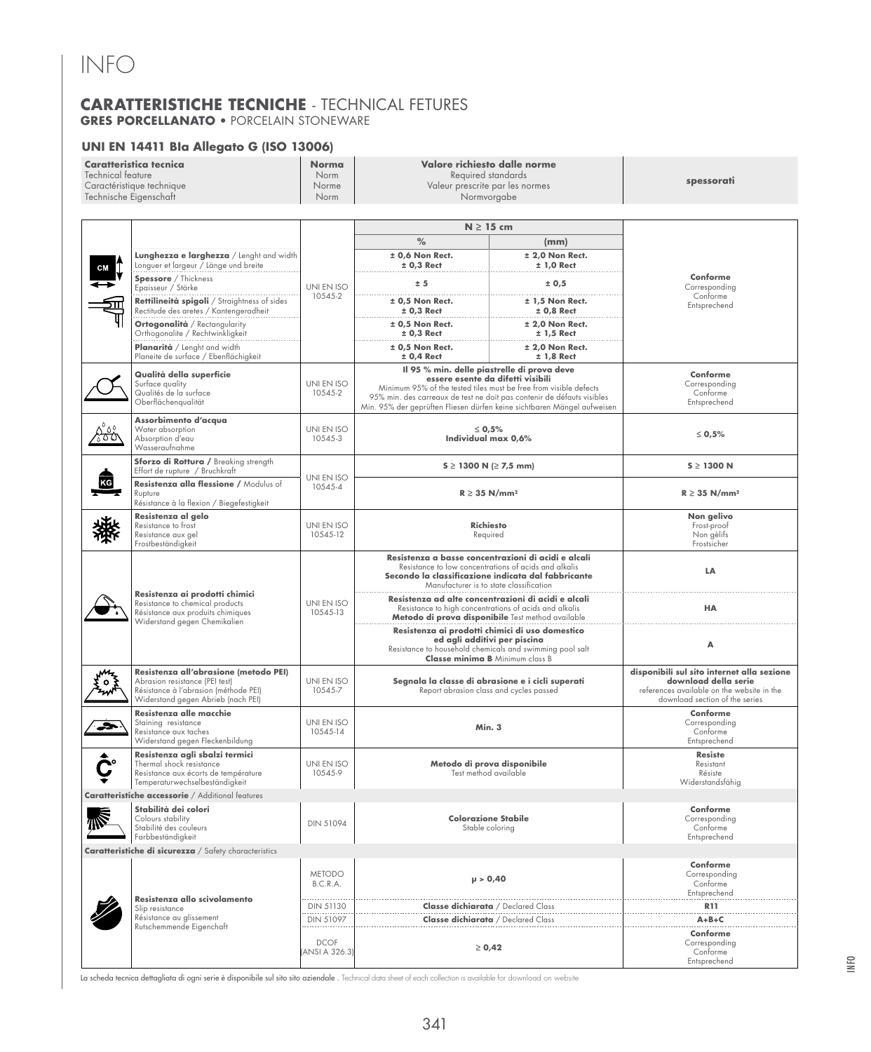# INFO

## CARATTERISTICHE TECNICHE - TECHNICAL FETURES

**GRES PORCELLANATO** • PORCELAIN STONEWARE

### UNI EN 14411 BIa Allegato G (ISO 13006)

| Caratteristica tecnica / Technical feature / Caractéristique technique / Technische Eigenschaft | Norma / Norm / Norme / Norm | Valore richiesto dalle norme / Required standards / Valeur prescrite par les normes / Normvorgabe | | spessorati |
|---|---|---|---|---|
| | | N ≥ 15 cm | | |
| | | % | (mm) | |
| **Lunghezza e larghezza** / Lenght and width / Longuer et largeur / Länge und breite | UNI EN ISO 10545-2 | ± 0,6 Non Rect. ± 0,3 Rect | ± 2,0 Non Rect. ± 1,0 Rect | **Conforme** Corresponding Conforme Entsprechend |
| **Spessore** / Thickness / Epaisseur / Stärke | UNI EN ISO 10545-2 | ± 5 | ± 0,5 | **Conforme** Corresponding Conforme Entsprechend |
| **Rettilineità spigoli** / Straightness of sides / Rectitude des aretes / Kantengeradheit | UNI EN ISO 10545-2 | ± 0,5 Non Rect. ± 0,3 Rect | ± 1,5 Non Rect. ± 0,8 Rect | **Conforme** Corresponding Conforme Entsprechend |
| **Ortogonalità** / Rectangularity / Orthogonalite / Rechtwinkligkeit | UNI EN ISO 10545-2 | ± 0,5 Non Rect. ± 0,3 Rect | ± 2,0 Non Rect. ± 1,5 Rect | **Conforme** Corresponding Conforme Entsprechend |
| **Planarità** / Lenght and width / Planeite de surface / Ebenflächigkeit | UNI EN ISO 10545-2 | ± 0,5 Non Rect. ± 0,4 Rect | ± 2,0 Non Rect. ± 1,8 Rect | **Conforme** Corresponding Conforme Entsprechend |
| **Qualità della superficie** / Surface quality / Qualités de la surface / Oberflächenqualität | UNI EN ISO 10545-2 | **Il 95 % min. delle piastrelle di prova deve essere esente da difetti visibili** Minimum 95% of the tested tiles must be free from visible defects. 95% min. des carreaux de test ne doit pas contenir de défauts visibles. Min. 95% der geprüften Fliesen dürfen keine sichtbaren Mängel aufweisen | | **Conforme** Corresponding Conforme Entsprechend |
| **Assorbimento d'acqua** / Water absorption / Absorption d'eau / Wasseraufnahme | UNI EN ISO 10545-3 | **≤ 0,5% Individual max 0,6%** | | ≤ 0,5% |
| **Sforzo di Rottura** / Breaking strength / Effort de rupture / Bruchkraft | UNI EN ISO 10545-4 | **S ≥ 1300 N (≥ 7,5 mm)** | | **S ≥ 1300 N** |
| **Resistenza alla flessione** / Modulus of Rupture / Résistance à la flexion / Biegefestigkeit | UNI EN ISO 10545-4 | **R ≥ 35 N/mm²** | | **R ≥ 35 N/mm²** |
| **Resistenza al gelo** / Resistance to frost / Resistance aux gel / Frostbeständigkeit | UNI EN ISO 10545-12 | **Richiesto** Required | | **Non gelivo** Frost-proof Non gèlifs Frostsicher |
| **Resistenza ai prodotti chimici** / Resistance to chemical products / Résistance aux produits chimiques / Widerstand gegen Chemikalien | UNI EN ISO 10545-13 | **Resistenza a basse concentrazioni di acidi e alcali** Resistance to low concentrations of acids and alkalis **Secondo la classificazione indicata dal fabbricante** Manufacturer is to state classification | | **LA** |
| | | **Resistenza ad alte concentrazioni di acidi e alcali** Resistance to high concentrations of acids and alkalis **Metodo di prova disponibile** Test method available | | **HA** |
| | | **Resistenza ai prodotti chimici di uso domestico ed agli additivi per piscina** Resistance to household chemicals and swimming pool salt **Classe minima B** Minimum class B | | **A** |
| **Resistenza all'abrasione (metodo PEI)** / Abrasion resistance (PEI test) / Résistance à l'abrasion (méthode PEI) / Widerstand gegen Abrieb (nach PEI) | UNI EN ISO 10545-7 | **Segnala la classe di abrasione e i cicli superati** Report abrasion class and cycles passed | | **disponibili sul sito internet alla sezione download della serie** references available on the website in the download section of the series |
| **Resistenza alle macchie** / Staining resistance / Resistance aux taches / Widerstand gegen Fleckenbildung | UNI EN ISO 10545-14 | **Min. 3** | | **Conforme** Corresponding Conforme Entsprechend |
| **Resistenza agli sbalzi termici** / Thermal shock resistance / Resistance aux écorts de température / Temperaturwechselbeständigkeit | UNI EN ISO 10545-9 | **Metodo di prova disponibile** Test method available | | **Resiste** Resistant Résiste Widerstandsfähig |
| **Caratteristiche accessorie** / Additional features | | | | |
| **Stabilità dei colori** / Colours stability / Stabilité des couleurs / Farbbeständigkeit | DIN 51094 | **Colorazione Stabile** Stable coloring | | **Conforme** Corresponding Conforme Entsprechend |
| **Caratteristiche di sicurezza** / Safety characteristics | | | | |
| **Resistenza allo scivolamento** / Slip resistance / Résistance au glissement / Rutschemmende Eigenchaft | METODO B.C.R.A. | **μ > 0,40** | | **Conforme** Corresponding Conforme Entsprechend |
| | DIN 51130 | **Classe dichiarata** / Declared Class | | **R11** |
| | DIN 51097 | **Classe dichiarata** / Declared Class | | **A+B+C** |
| | DCOF (ANSI A 326.3) | **≥ 0,42** | | **Conforme** Corresponding Conforme Entsprechend |

La scheda tecnica dettagliata di ogni serie è disponibile sul sito sito aziendale . Technical data sheet of each collection is available for download on website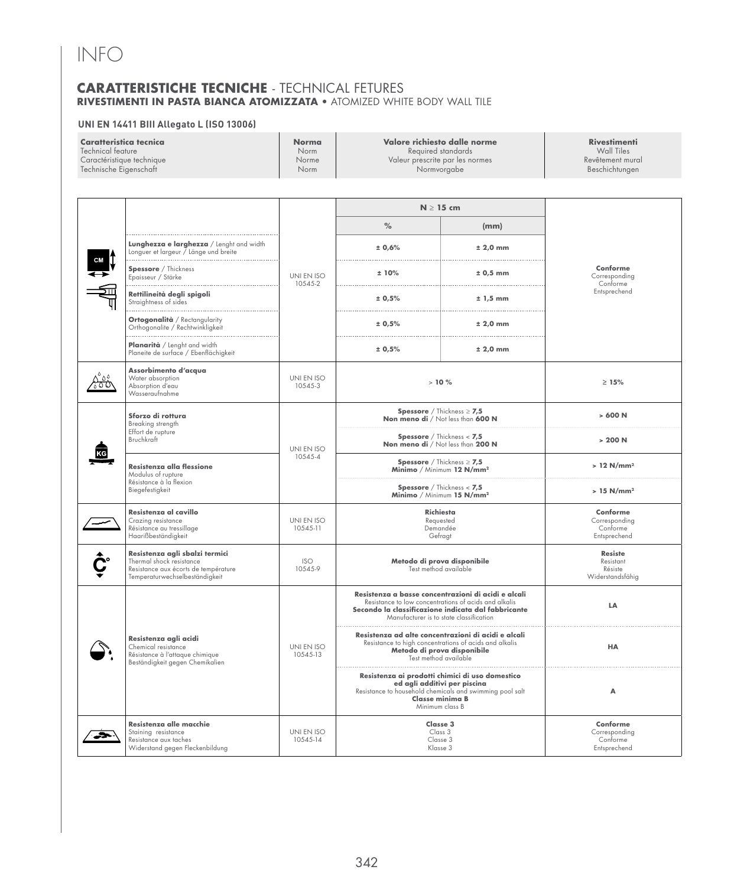# INFO

## CARATTERISTICHE TECNICHE - TECHNICAL FETURES

**RIVESTIMENTI IN PASTA BIANCA ATOMIZZATA** • ATOMIZED WHITE BODY WALL TILE

**UNI EN 14411 BIII Allegato L (ISO 13006)**

| **Caratteristica tecnica** Technical feature Caractéristique technique Technische Eigenschaft | **Norma** Norm Norme Norm | **Valore richiesto dalle norme** Required standards Valeur prescrite par les normes Normvorgabe | | **Rivestimenti** Wall Tiles Revêtement mural Beschichtungen |
|---|---|---|---|---|
| | | **N ≥ 15 cm** | | |
| | | **%** | **(mm)** | |
| **Lunghezza e larghezza** / Lenght and width Longuer et largeur / Länge und breite | UNI EN ISO 10545-2 | **± 0,6%** | **± 2,0 mm** | **Conforme** Corresponding Conforme Entsprechend |
| **Spessore** / Thickness Epaisseur / Stärke | UNI EN ISO 10545-2 | **± 10%** | **± 0,5 mm** | **Conforme** Corresponding Conforme Entsprechend |
| **Rettilineità degli spigoli** Straightness of sides | UNI EN ISO 10545-2 | **± 0,5%** | **± 1,5 mm** | **Conforme** Corresponding Conforme Entsprechend |
| **Ortogonalità** / Rectangularity Orthogonalite / Rechtwinkligkeit | UNI EN ISO 10545-2 | **± 0,5%** | **± 2,0 mm** | **Conforme** Corresponding Conforme Entsprechend |
| **Planarità** / Lenght and width Planeite de surface / Ebenflächigkeit | UNI EN ISO 10545-2 | **± 0,5%** | **± 2,0 mm** | **Conforme** Corresponding Conforme Entsprechend |
| **Assorbimento d'acqua** Water absorption Absorption d'eau Wasseraufnahme | UNI EN ISO 10545-3 | > **10 %** | | **≥ 15%** |
| **Sforzo di rottura** Breaking strength Effort de rupture Bruchkraft | UNI EN ISO 10545-4 | **Spessore** / Thickness ≥ **7,5** **Non meno di** / Not less than **600 N** | | **> 600 N** |
| | | **Spessore** / Thickness < **7,5** **Non meno di** / Not less than **200 N** | | **> 200 N** |
| **Resistenza alla flessione** Modulus of rupture Résistance à la flexion Biegefestigkeit | UNI EN ISO 10545-4 | **Spessore** / Thickness ≥ **7,5** **Minimo** / Minimum **12 N/mm²** | | **> 12 N/mm²** |
| | | **Spessore** / Thickness < **7,5** **Minimo** / Minimum **15 N/mm²** | | **> 15 N/mm²** |
| **Resistenza al cavillo** Crazing resistance Résistance au tressillage Haarißbeständigkeit | UNI EN ISO 10545-11 | **Richiesta** Requested Demandée Gefragt | | **Conforme** Corresponding Conforme Entsprechend |
| **Resistenza agli sbalzi termici** Thermal shock resistance Resistance aux écorts de température Temperaturwechselbeständigkeit | ISO 10545-9 | **Metodo di prova disponibile** Test method available | | **Resiste** Resistant Résiste Widerstandsfähig |
| **Resistenza agli acidi** Chemical resistance Résistance à l'attaque chimique Beständigkeit gegen Chemikalien | UNI EN ISO 10545-13 | **Resistenza a basse concentrazioni di acidi e alcali** Resistance to low concentrations of acids and alkalis **Secondo la classificazione indicata dal fabbricante** Manufacturer is to state classification | | **LA** |
| | | **Resistenza ad alte concentrazioni di acidi e alcali** Resistance to high concentrations of acids and alkalis **Metodo di prova disponibile** Test method available | | **HA** |
| | | **Resistenza ai prodotti chimici di uso domestico ed agli additivi per piscina** Resistance to household chemicals and swimming pool salt **Classe minima B** Minimum class B | | **A** |
| **Resistenza alle macchie** Staining resistance Resistance aux taches Widerstand gegen Fleckenbildung | UNI EN ISO 10545-14 | **Classe 3** Class 3 Classe 3 Klasse 3 | | **Conforme** Corresponding Conforme Entsprechend |